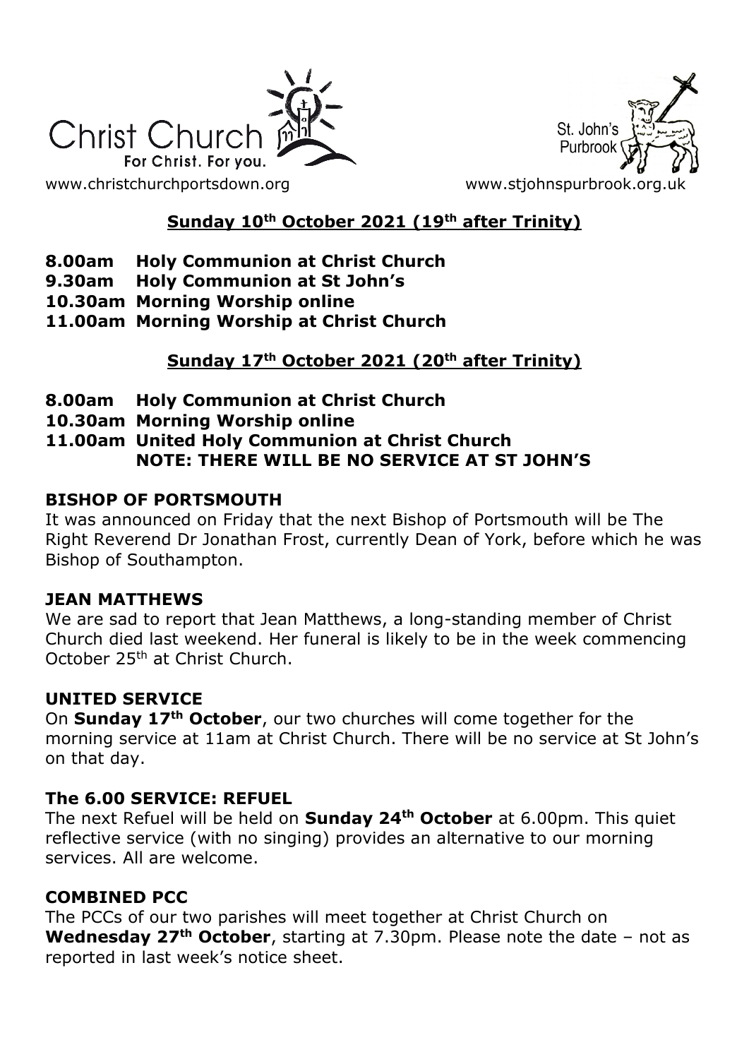Christ Church
For Christ. For you.

St. John's Purbrook

www.christchurchportsdown.org www.stjohnspurbrook.org.uk

## Sunday 10th October 2021 (19th after Trinity)

**8.00am Holy Communion at Christ Church**
**9.30am Holy Communion at St John's**
**10.30am Morning Worship online**
**11.00am Morning Worship at Christ Church**

## Sunday 17th October 2021 (20th after Trinity)

**8.00am Holy Communion at Christ Church**
**10.30am Morning Worship online**
**11.00am United Holy Communion at Christ Church**
**NOTE: THERE WILL BE NO SERVICE AT ST JOHN'S**

### BISHOP OF PORTSMOUTH

It was announced on Friday that the next Bishop of Portsmouth will be The Right Reverend Dr Jonathan Frost, currently Dean of York, before which he was Bishop of Southampton.

### JEAN MATTHEWS

We are sad to report that Jean Matthews, a long-standing member of Christ Church died last weekend. Her funeral is likely to be in the week commencing October 25th at Christ Church.

### UNITED SERVICE

On **Sunday 17th October**, our two churches will come together for the morning service at 11am at Christ Church. There will be no service at St John's on that day.

### The 6.00 SERVICE: REFUEL

The next Refuel will be held on **Sunday 24th October** at 6.00pm. This quiet reflective service (with no singing) provides an alternative to our morning services. All are welcome.

### COMBINED PCC

The PCCs of our two parishes will meet together at Christ Church on **Wednesday 27th October**, starting at 7.30pm. Please note the date – not as reported in last week's notice sheet.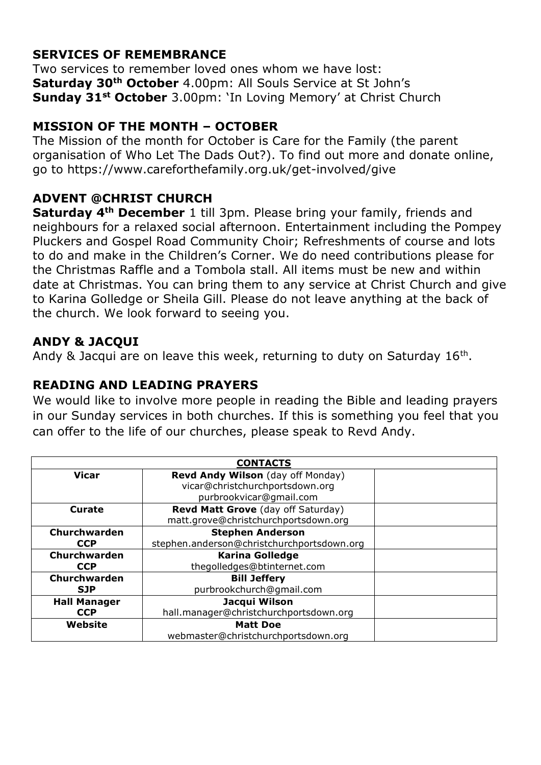## SERVICES OF REMEMBRANCE

Two services to remember loved ones whom we have lost:
**Saturday 30th October** 4.00pm: All Souls Service at St John's
**Sunday 31st October** 3.00pm: 'In Loving Memory' at Christ Church

## MISSION OF THE MONTH – OCTOBER

The Mission of the month for October is Care for the Family (the parent organisation of Who Let The Dads Out?). To find out more and donate online, go to https://www.careforthefamily.org.uk/get-involved/give

## ADVENT @CHRIST CHURCH

**Saturday 4th December** 1 till 3pm. Please bring your family, friends and neighbours for a relaxed social afternoon. Entertainment including the Pompey Pluckers and Gospel Road Community Choir; Refreshments of course and lots to do and make in the Children's Corner. We do need contributions please for the Christmas Raffle and a Tombola stall. All items must be new and within date at Christmas. You can bring them to any service at Christ Church and give to Karina Golledge or Sheila Gill. Please do not leave anything at the back of the church. We look forward to seeing you.

## ANDY & JACQUI

Andy & Jacqui are on leave this week, returning to duty on Saturday 16th.

## READING AND LEADING PRAYERS

We would like to involve more people in reading the Bible and leading prayers in our Sunday services in both churches. If this is something you feel that you can offer to the life of our churches, please speak to Revd Andy.

| CONTACTS | | |
|---|---|---|
| **Vicar** | **Revd Andy Wilson** (day off Monday)<br>vicar@christchurchportsdown.org<br>purbrookvicar@gmail.com | |
| **Curate** | **Revd Matt Grove** (day off Saturday)<br>matt.grove@christchurchportsdown.org | |
| **Churchwarden CCP** | **Stephen Anderson**<br>stephen.anderson@christchurchportsdown.org | |
| **Churchwarden CCP** | **Karina Golledge**<br>thegolledges@btinternet.com | |
| **Churchwarden SJP** | **Bill Jeffery**<br>purbrookchurch@gmail.com | |
| **Hall Manager CCP** | **Jacqui Wilson**<br>hall.manager@christchurchportsdown.org | |
| **Website** | **Matt Doe**<br>webmaster@christchurchportsdown.org | |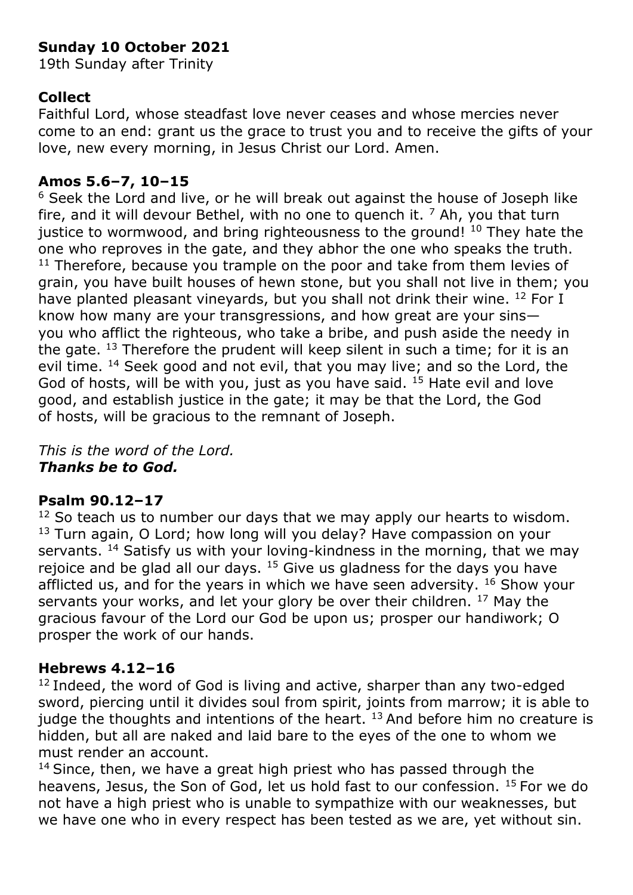**Sunday 10 October 2021**

19th Sunday after Trinity

**Collect**

Faithful Lord, whose steadfast love never ceases and whose mercies never come to an end: grant us the grace to trust you and to receive the gifts of your love, new every morning, in Jesus Christ our Lord. Amen.

**Amos 5.6–7, 10–15**

[6] Seek the Lord and live, or he will break out against the house of Joseph like fire, and it will devour Bethel, with no one to quench it. [7] Ah, you that turn justice to wormwood, and bring righteousness to the ground! [10] They hate the one who reproves in the gate, and they abhor the one who speaks the truth. [11] Therefore, because you trample on the poor and take from them levies of grain, you have built houses of hewn stone, but you shall not live in them; you have planted pleasant vineyards, but you shall not drink their wine. [12] For I know how many are your transgressions, and how great are your sins— you who afflict the righteous, who take a bribe, and push aside the needy in the gate. [13] Therefore the prudent will keep silent in such a time; for it is an evil time. [14] Seek good and not evil, that you may live; and so the Lord, the God of hosts, will be with you, just as you have said. [15] Hate evil and love good, and establish justice in the gate; it may be that the Lord, the God of hosts, will be gracious to the remnant of Joseph.

*This is the word of the Lord.*
***Thanks be to God.***

**Psalm 90.12–17**

[12] So teach us to number our days that we may apply our hearts to wisdom. [13] Turn again, O Lord; how long will you delay? Have compassion on your servants. [14] Satisfy us with your loving-kindness in the morning, that we may rejoice and be glad all our days. [15] Give us gladness for the days you have afflicted us, and for the years in which we have seen adversity. [16] Show your servants your works, and let your glory be over their children. [17] May the gracious favour of the Lord our God be upon us; prosper our handiwork; O prosper the work of our hands.

**Hebrews 4.12–16**

[12] Indeed, the word of God is living and active, sharper than any two-edged sword, piercing until it divides soul from spirit, joints from marrow; it is able to judge the thoughts and intentions of the heart. [13] And before him no creature is hidden, but all are naked and laid bare to the eyes of the one to whom we must render an account.

[14] Since, then, we have a great high priest who has passed through the heavens, Jesus, the Son of God, let us hold fast to our confession. [15] For we do not have a high priest who is unable to sympathize with our weaknesses, but we have one who in every respect has been tested as we are, yet without sin.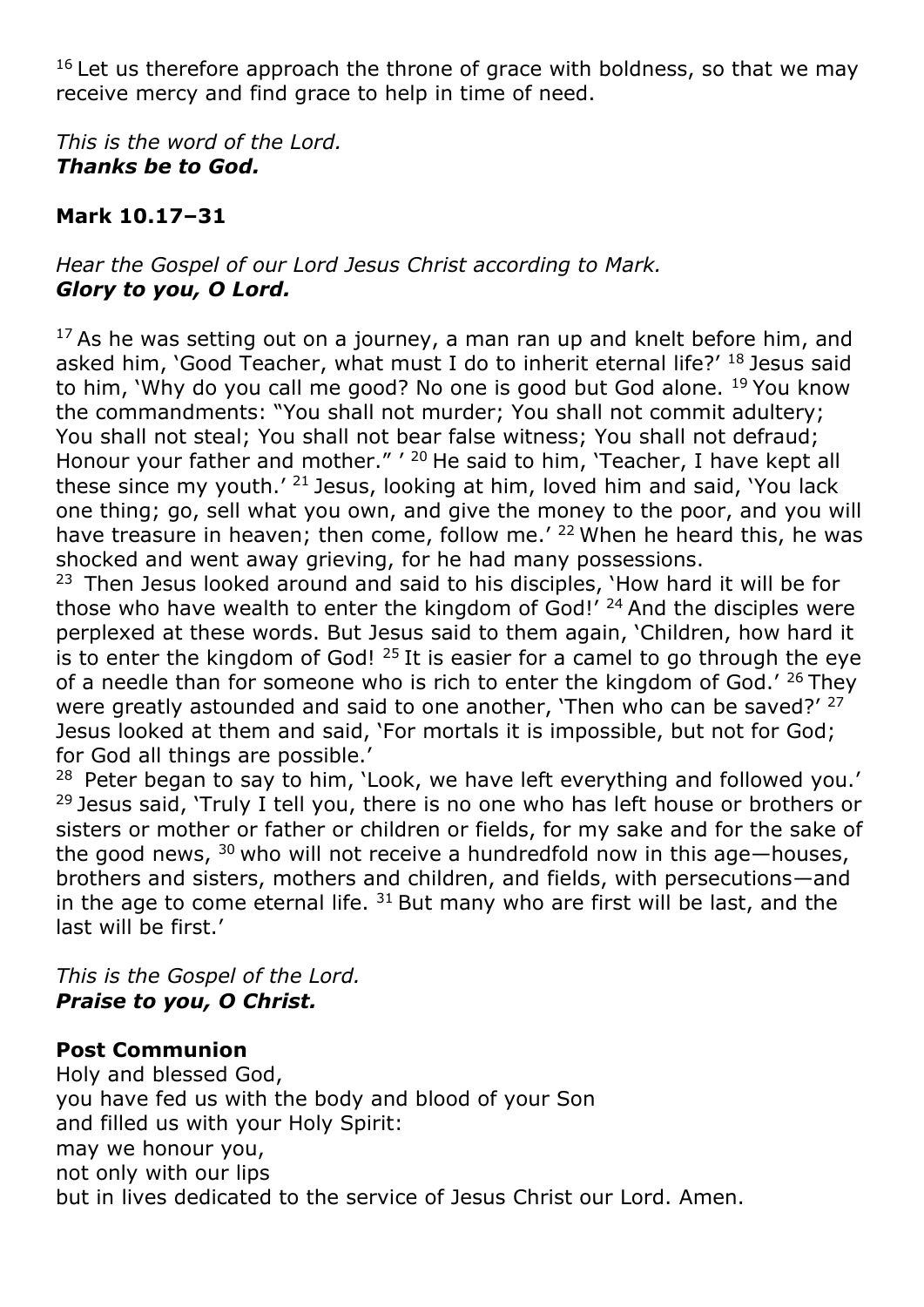[16] Let us therefore approach the throne of grace with boldness, so that we may receive mercy and find grace to help in time of need.

*This is the word of the Lord.*
***Thanks be to God.***

**Mark 10.17–31**

*Hear the Gospel of our Lord Jesus Christ according to Mark.*
***Glory to you, O Lord.***

[17] As he was setting out on a journey, a man ran up and knelt before him, and asked him, 'Good Teacher, what must I do to inherit eternal life?' [18] Jesus said to him, 'Why do you call me good? No one is good but God alone. [19] You know the commandments: "You shall not murder; You shall not commit adultery; You shall not steal; You shall not bear false witness; You shall not defraud; Honour your father and mother." ' [20] He said to him, 'Teacher, I have kept all these since my youth.' [21] Jesus, looking at him, loved him and said, 'You lack one thing; go, sell what you own, and give the money to the poor, and you will have treasure in heaven; then come, follow me.' [22] When he heard this, he was shocked and went away grieving, for he had many possessions.
[23] Then Jesus looked around and said to his disciples, 'How hard it will be for those who have wealth to enter the kingdom of God!' [24] And the disciples were perplexed at these words. But Jesus said to them again, 'Children, how hard it is to enter the kingdom of God! [25] It is easier for a camel to go through the eye of a needle than for someone who is rich to enter the kingdom of God.' [26] They were greatly astounded and said to one another, 'Then who can be saved?' [27] Jesus looked at them and said, 'For mortals it is impossible, but not for God; for God all things are possible.'
[28] Peter began to say to him, 'Look, we have left everything and followed you.' [29] Jesus said, 'Truly I tell you, there is no one who has left house or brothers or sisters or mother or father or children or fields, for my sake and for the sake of the good news, [30] who will not receive a hundredfold now in this age—houses, brothers and sisters, mothers and children, and fields, with persecutions—and in the age to come eternal life. [31] But many who are first will be last, and the last will be first.'

*This is the Gospel of the Lord.*
***Praise to you, O Christ.***

**Post Communion**
Holy and blessed God,
you have fed us with the body and blood of your Son
and filled us with your Holy Spirit:
may we honour you,
not only with our lips
but in lives dedicated to the service of Jesus Christ our Lord. Amen.